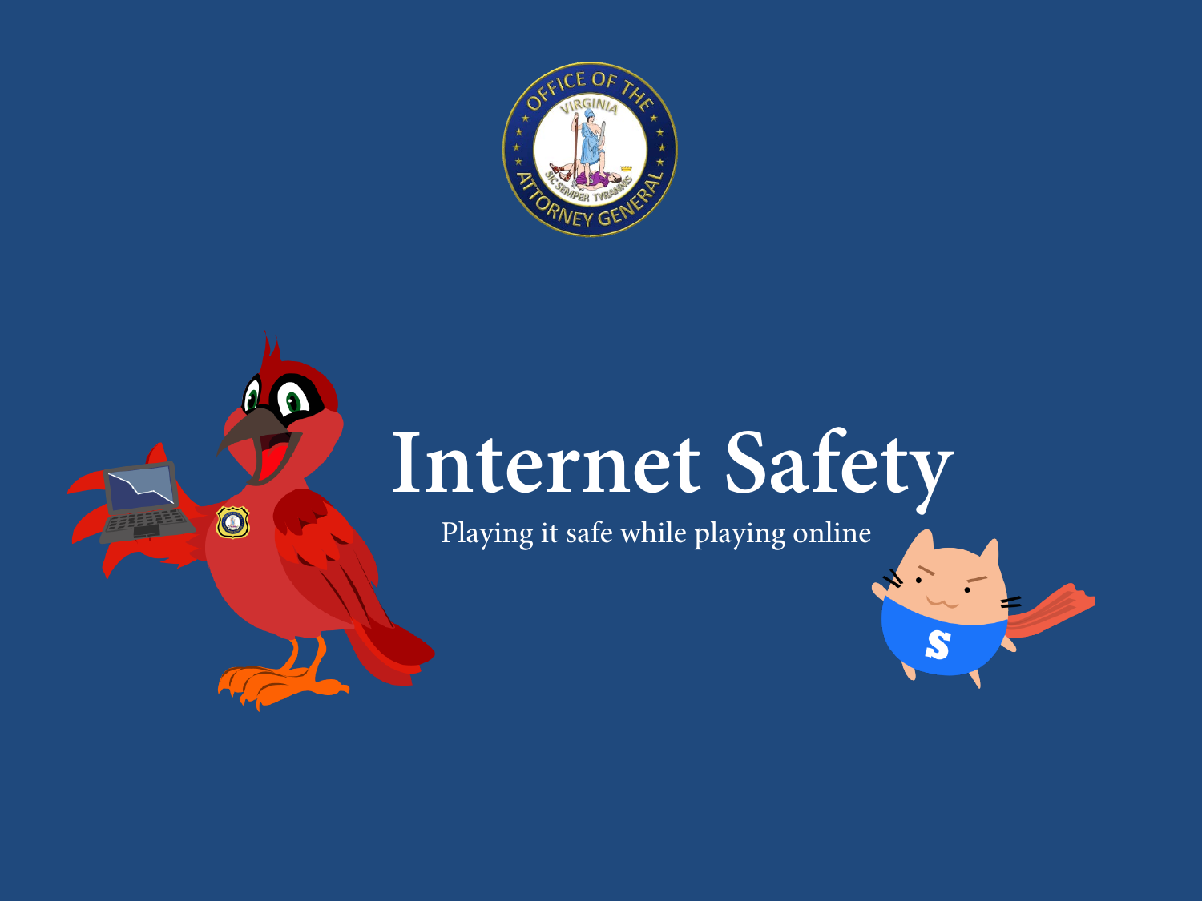# Internet Safety

Playing it safe while playing online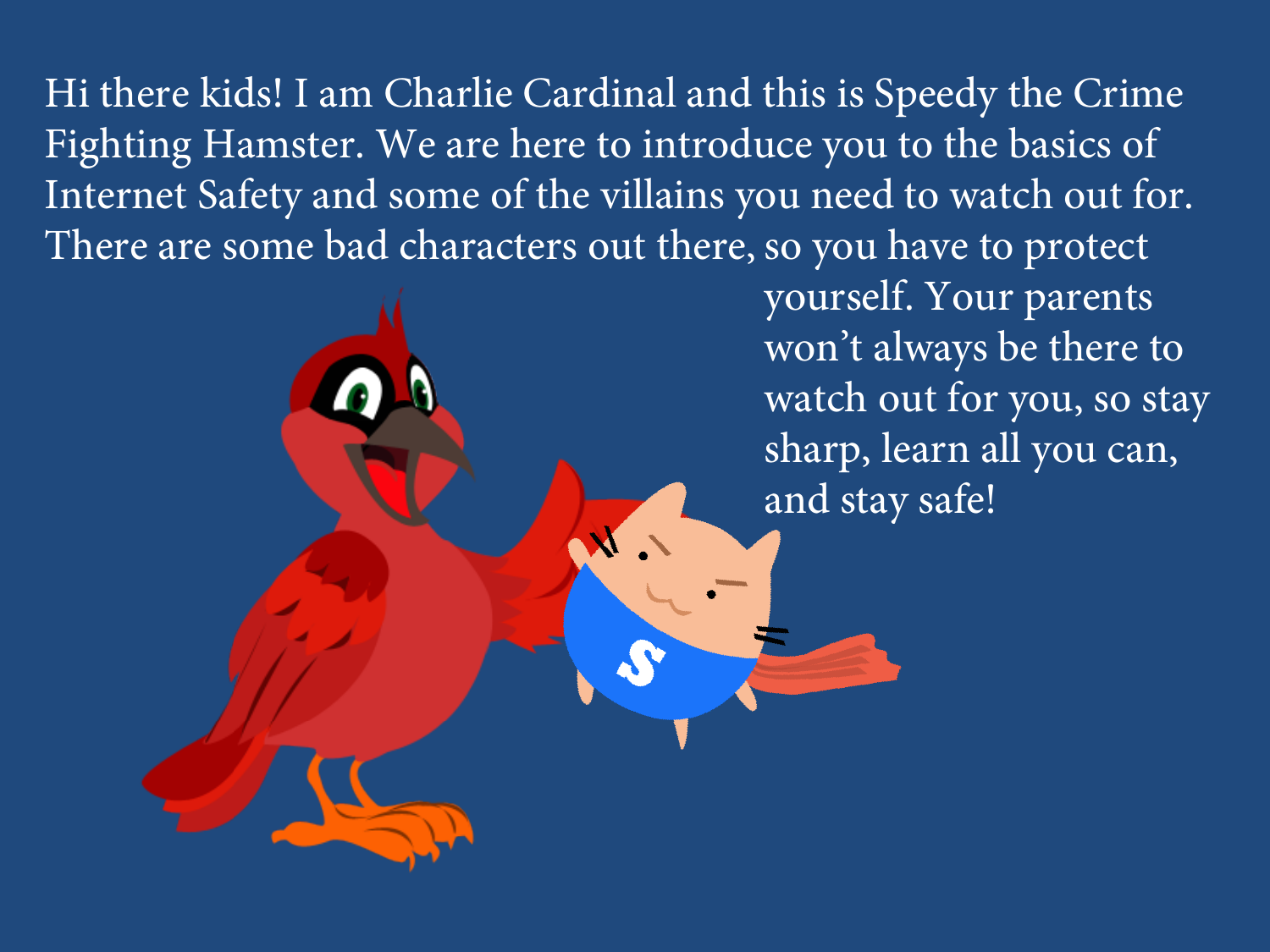Hi there kids! I am Charlie Cardinal and this is Speedy the Crime Fighting Hamster. We are here to introduce you to the basics of Internet Safety and some of the villains you need to watch out for. There are some bad characters out there, so you have to protect yourself. Your parents won't always be there to watch out for you, so stay sharp, learn all you can, and stay safe!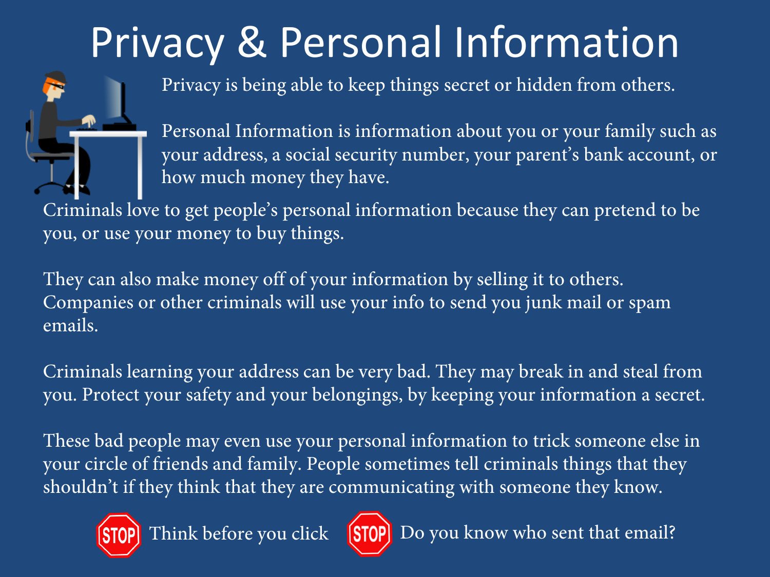# Privacy & Personal Information

Privacy is being able to keep things secret or hidden from others.

Personal Information is information about you or your family such as your address, a social security number, your parent's bank account, or how much money they have.

Criminals love to get people's personal information because they can pretend to be you, or use your money to buy things.

They can also make money off of your information by selling it to others. Companies or other criminals will use your info to send you junk mail or spam emails.

Criminals learning your address can be very bad. They may break in and steal from you. Protect your safety and your belongings, by keeping your information a secret.

These bad people may even use your personal information to trick someone else in your circle of friends and family. People sometimes tell criminals things that they shouldn't if they think that they are communicating with someone they know.

STOP Think before you click    STOP Do you know who sent that email?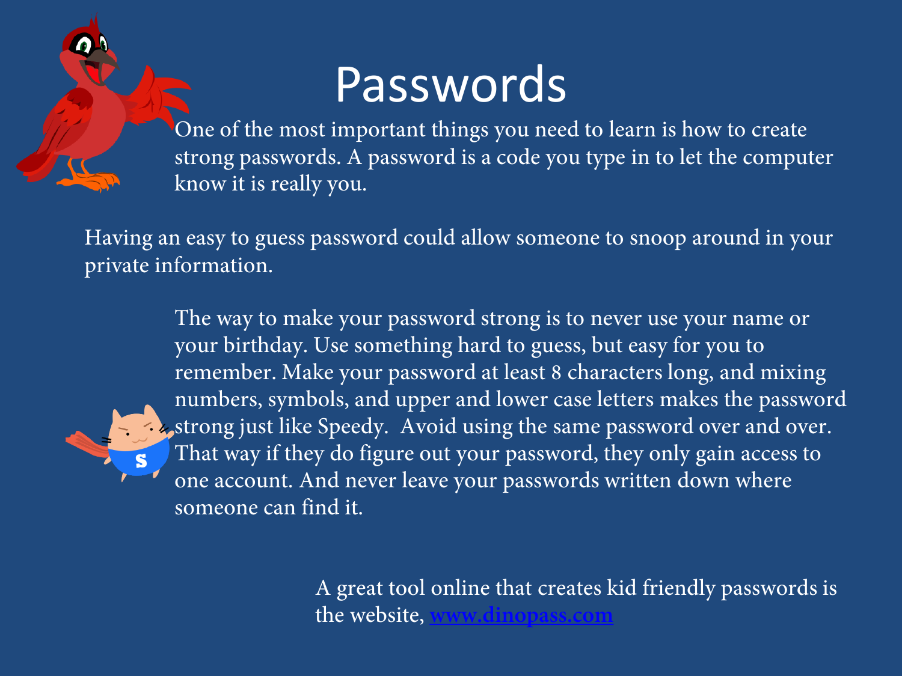# Passwords

One of the most important things you need to learn is how to create strong passwords. A password is a code you type in to let the computer know it is really you.

Having an easy to guess password could allow someone to snoop around in your private information.

The way to make your password strong is to never use your name or your birthday. Use something hard to guess, but easy for you to remember. Make your password at least 8 characters long, and mixing numbers, symbols, and upper and lower case letters makes the password strong just like Speedy.  Avoid using the same password over and over. That way if they do figure out your password, they only gain access to one account. And never leave your passwords written down where someone can find it.

A great tool online that creates kid friendly passwords is the website, [www.dinopass.com](http://www.dinopass.com)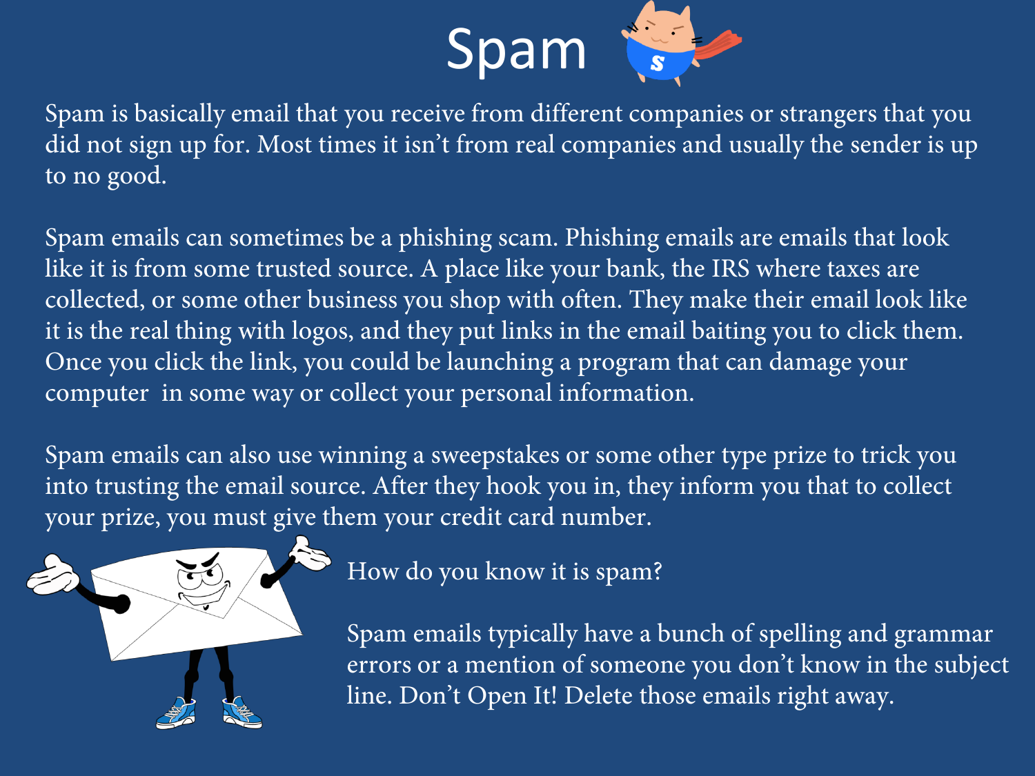# Spam

Spam is basically email that you receive from different companies or strangers that you did not sign up for. Most times it isn't from real companies and usually the sender is up to no good.

Spam emails can sometimes be a phishing scam. Phishing emails are emails that look like it is from some trusted source. A place like your bank, the IRS where taxes are collected, or some other business you shop with often. They make their email look like it is the real thing with logos, and they put links in the email baiting you to click them. Once you click the link, you could be launching a program that can damage your computer in some way or collect your personal information.

Spam emails can also use winning a sweepstakes or some other type prize to trick you into trusting the email source. After they hook you in, they inform you that to collect your prize, you must give them your credit card number.

How do you know it is spam?

Spam emails typically have a bunch of spelling and grammar errors or a mention of someone you don't know in the subject line. Don't Open It! Delete those emails right away.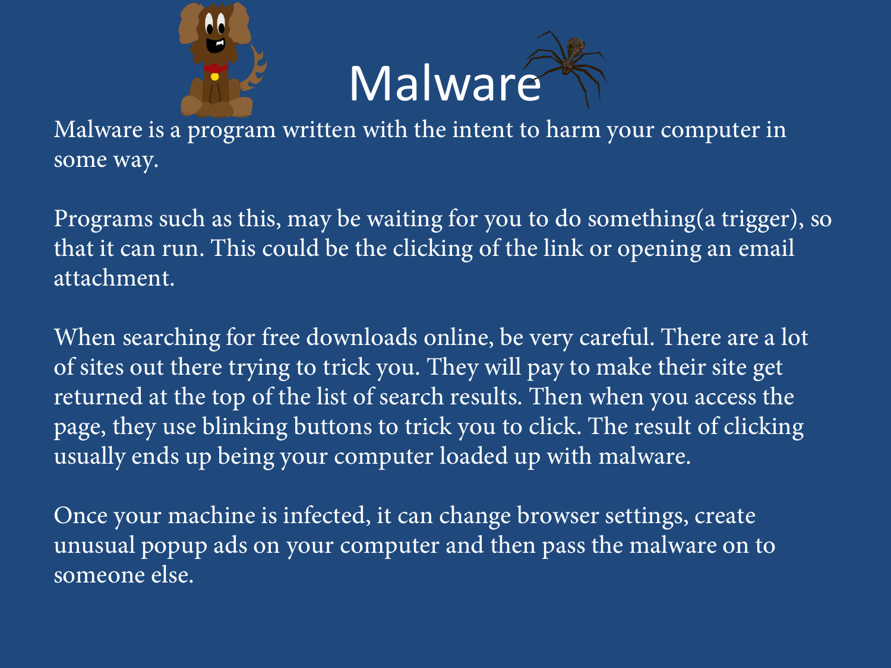# Malware

Malware is a program written with the intent to harm your computer in some way.

Programs such as this, may be waiting for you to do something(a trigger), so that it can run. This could be the clicking of the link or opening an email attachment.

When searching for free downloads online, be very careful. There are a lot of sites out there trying to trick you. They will pay to make their site get returned at the top of the list of search results. Then when you access the page, they use blinking buttons to trick you to click. The result of clicking usually ends up being your computer loaded up with malware.

Once your machine is infected, it can change browser settings, create unusual popup ads on your computer and then pass the malware on to someone else.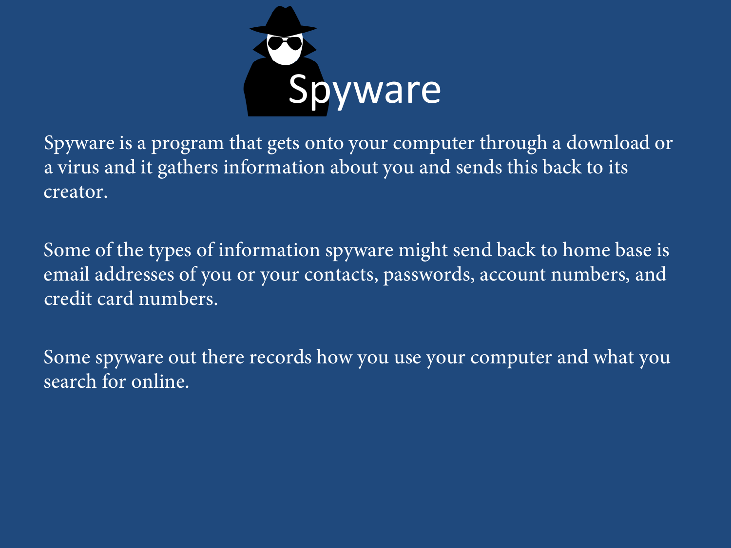# Spyware

Spyware is a program that gets onto your computer through a download or a virus and it gathers information about you and sends this back to its creator.

Some of the types of information spyware might send back to home base is email addresses of you or your contacts, passwords, account numbers, and credit card numbers.

Some spyware out there records how you use your computer and what you search for online.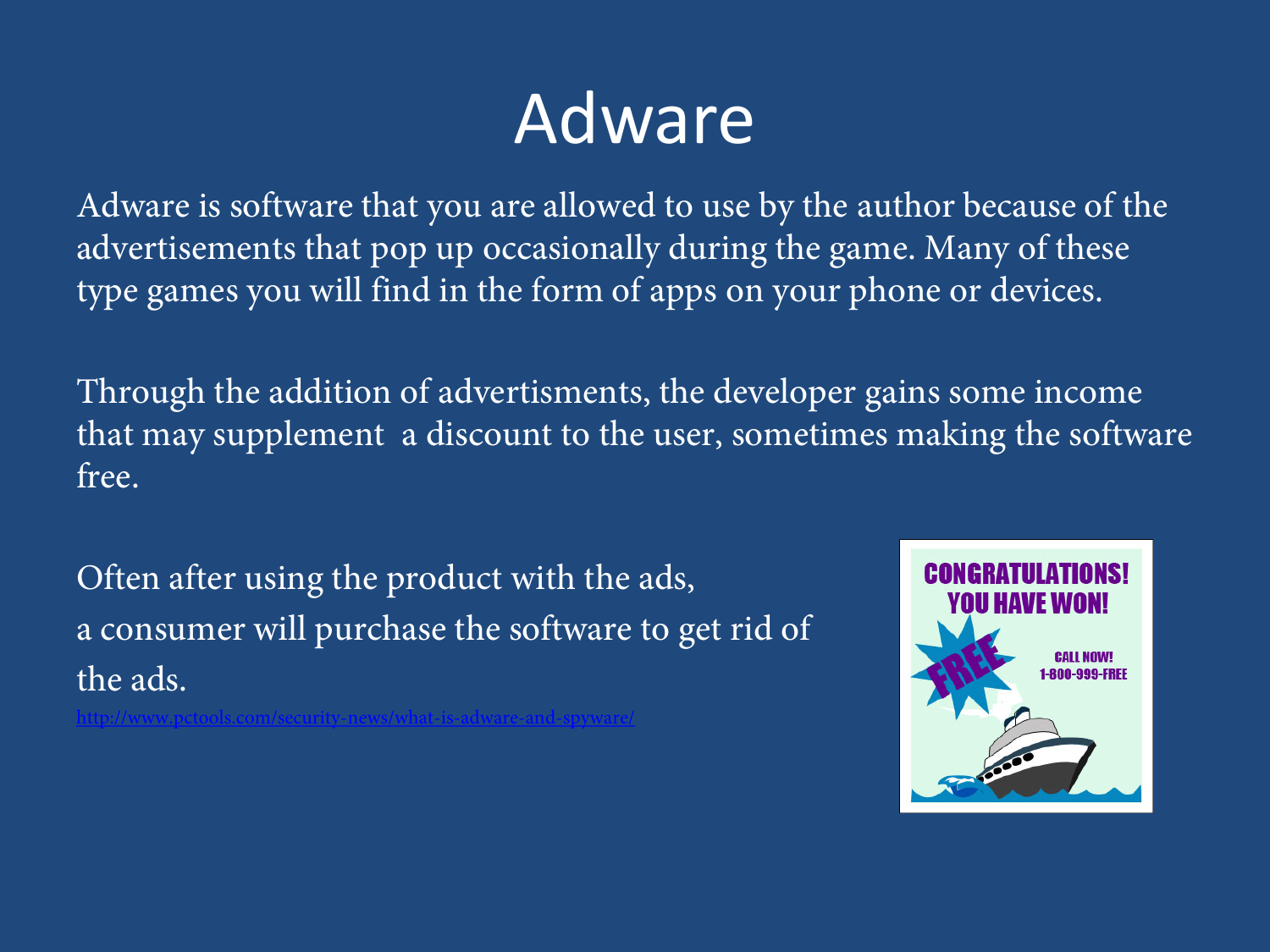# Adware

Adware is software that you are allowed to use by the author because of the advertisements that pop up occasionally during the game. Many of these type games you will find in the form of apps on your phone or devices.

Through the addition of advertisments, the developer gains some income that may supplement a discount to the user, sometimes making the software free.

Often after using the product with the ads, a consumer will purchase the software to get rid of the ads.

http://www.pctools.com/security-news/what-is-adware-and-spyware/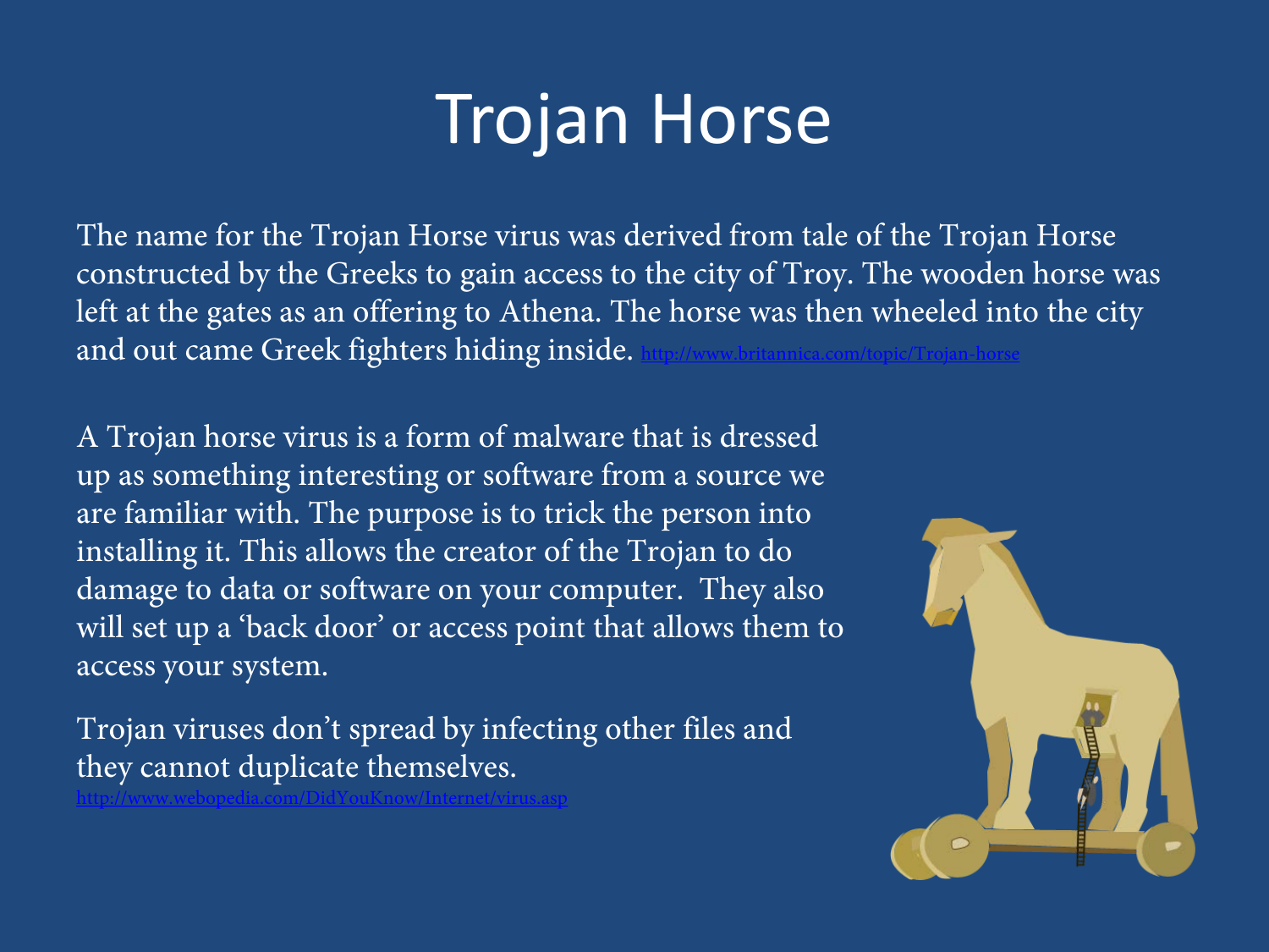# Trojan Horse

The name for the Trojan Horse virus was derived from tale of the Trojan Horse constructed by the Greeks to gain access to the city of Troy. The wooden horse was left at the gates as an offering to Athena. The horse was then wheeled into the city and out came Greek fighters hiding inside. http://www.britannica.com/topic/Trojan-horse

A Trojan horse virus is a form of malware that is dressed up as something interesting or software from a source we are familiar with. The purpose is to trick the person into installing it. This allows the creator of the Trojan to do damage to data or software on your computer. They also will set up a 'back door' or access point that allows them to access your system.

Trojan viruses don't spread by infecting other files and they cannot duplicate themselves.
http://www.webopedia.com/DidYouKnow/Internet/virus.asp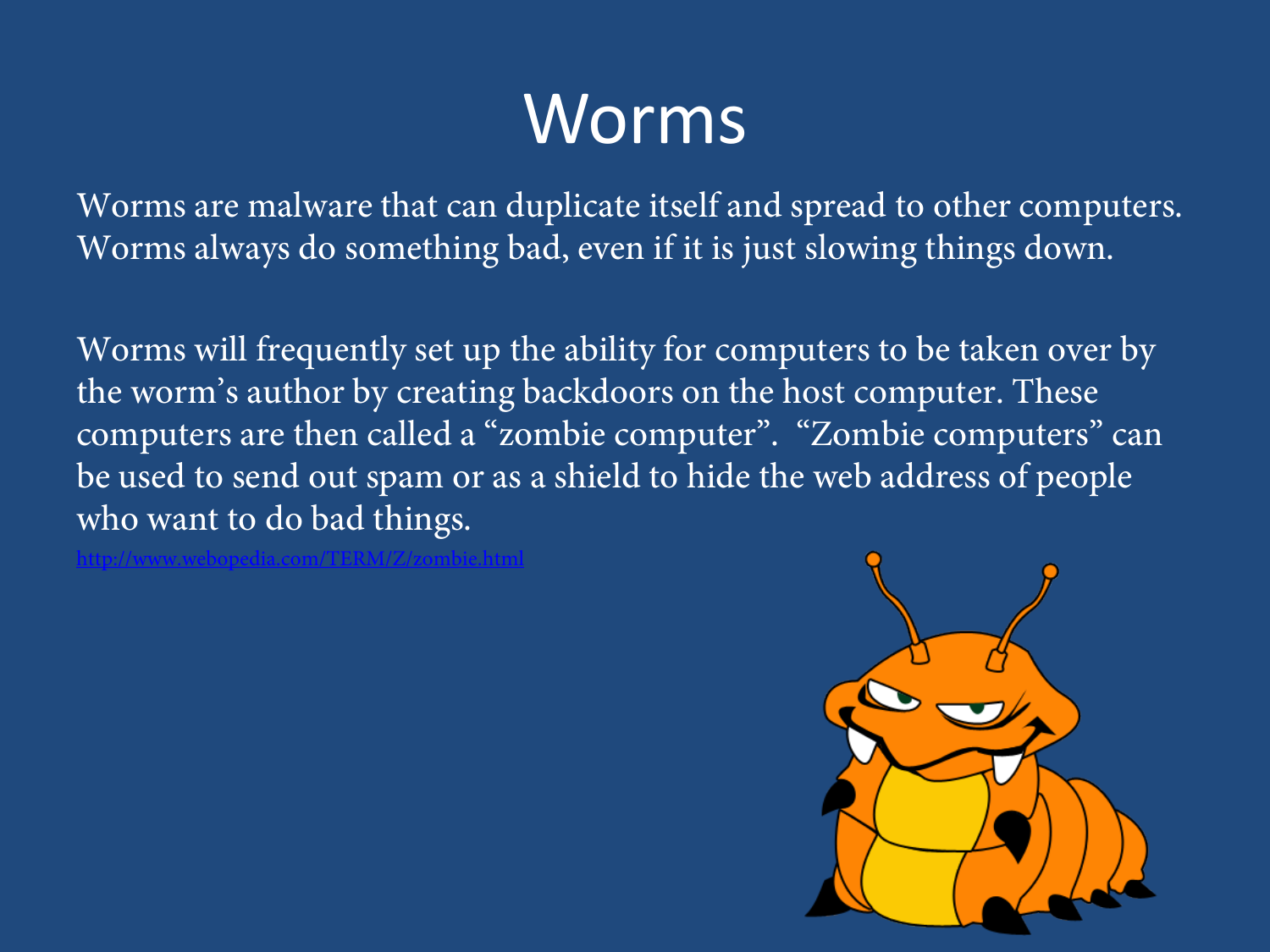# Worms

Worms are malware that can duplicate itself and spread to other computers. Worms always do something bad, even if it is just slowing things down.

Worms will frequently set up the ability for computers to be taken over by the worm's author by creating backdoors on the host computer. These computers are then called a "zombie computer". "Zombie computers" can be used to send out spam or as a shield to hide the web address of people who want to do bad things.

http://www.webopedia.com/TERM/Z/zombie.html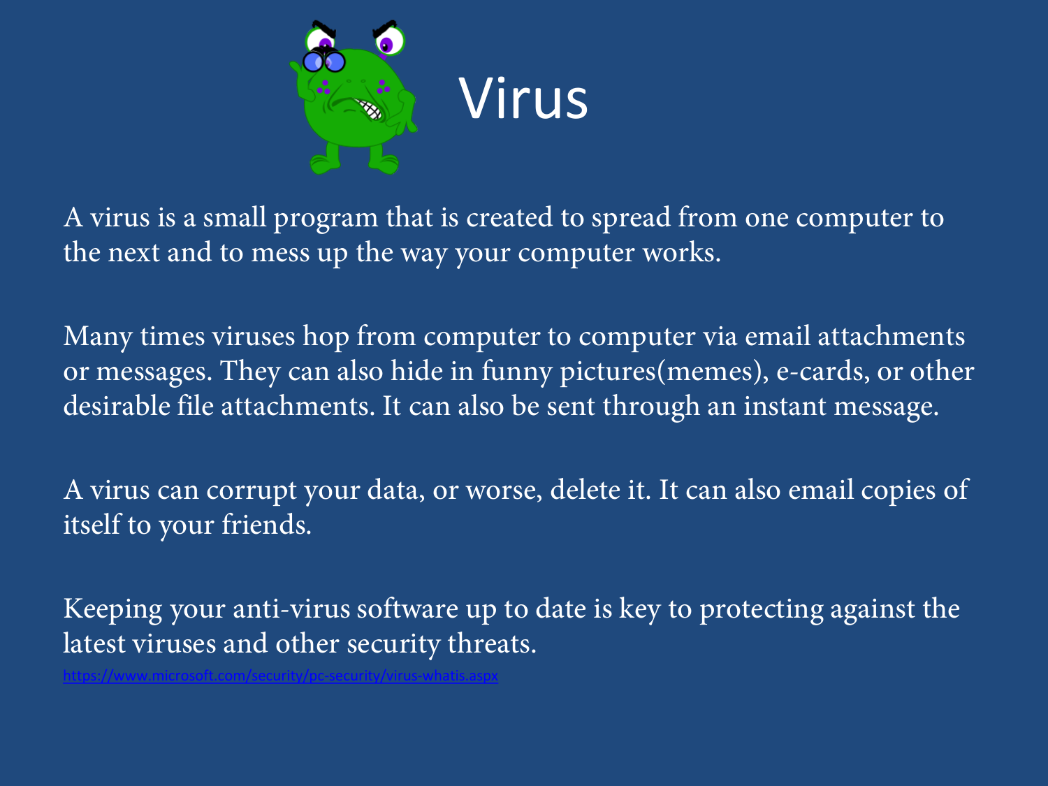# Virus

A virus is a small program that is created to spread from one computer to the next and to mess up the way your computer works.

Many times viruses hop from computer to computer via email attachments or messages. They can also hide in funny pictures(memes), e-cards, or other desirable file attachments. It can also be sent through an instant message.

A virus can corrupt your data, or worse, delete it. It can also email copies of itself to your friends.

Keeping your anti-virus software up to date is key to protecting against the latest viruses and other security threats.

https://www.microsoft.com/security/pc-security/virus-whatis.aspx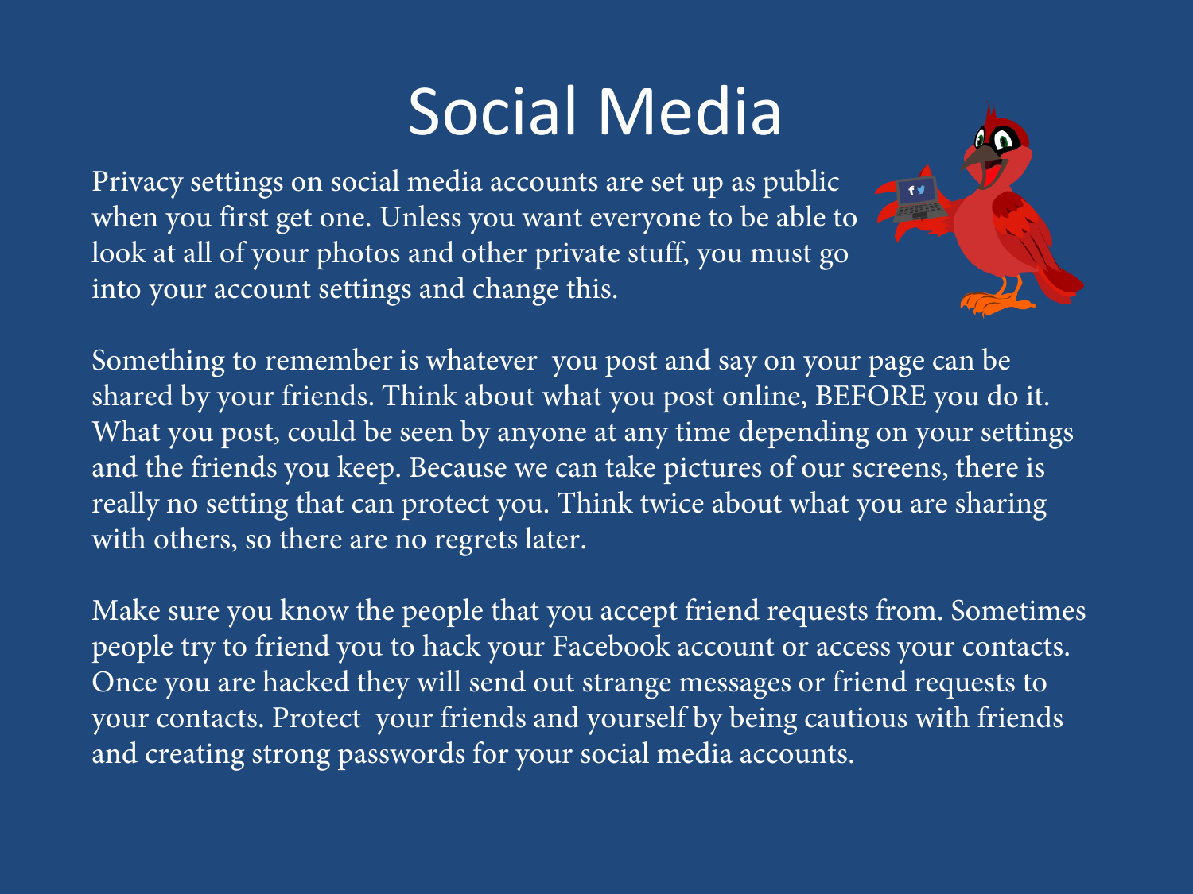# Social Media

Privacy settings on social media accounts are set up as public when you first get one. Unless you want everyone to be able to look at all of your photos and other private stuff, you must go into your account settings and change this.

Something to remember is whatever you post and say on your page can be shared by your friends. Think about what you post online, BEFORE you do it. What you post, could be seen by anyone at any time depending on your settings and the friends you keep. Because we can take pictures of our screens, there is really no setting that can protect you. Think twice about what you are sharing with others, so there are no regrets later.

Make sure you know the people that you accept friend requests from. Sometimes people try to friend you to hack your Facebook account or access your contacts. Once you are hacked they will send out strange messages or friend requests to your contacts. Protect your friends and yourself by being cautious with friends and creating strong passwords for your social media accounts.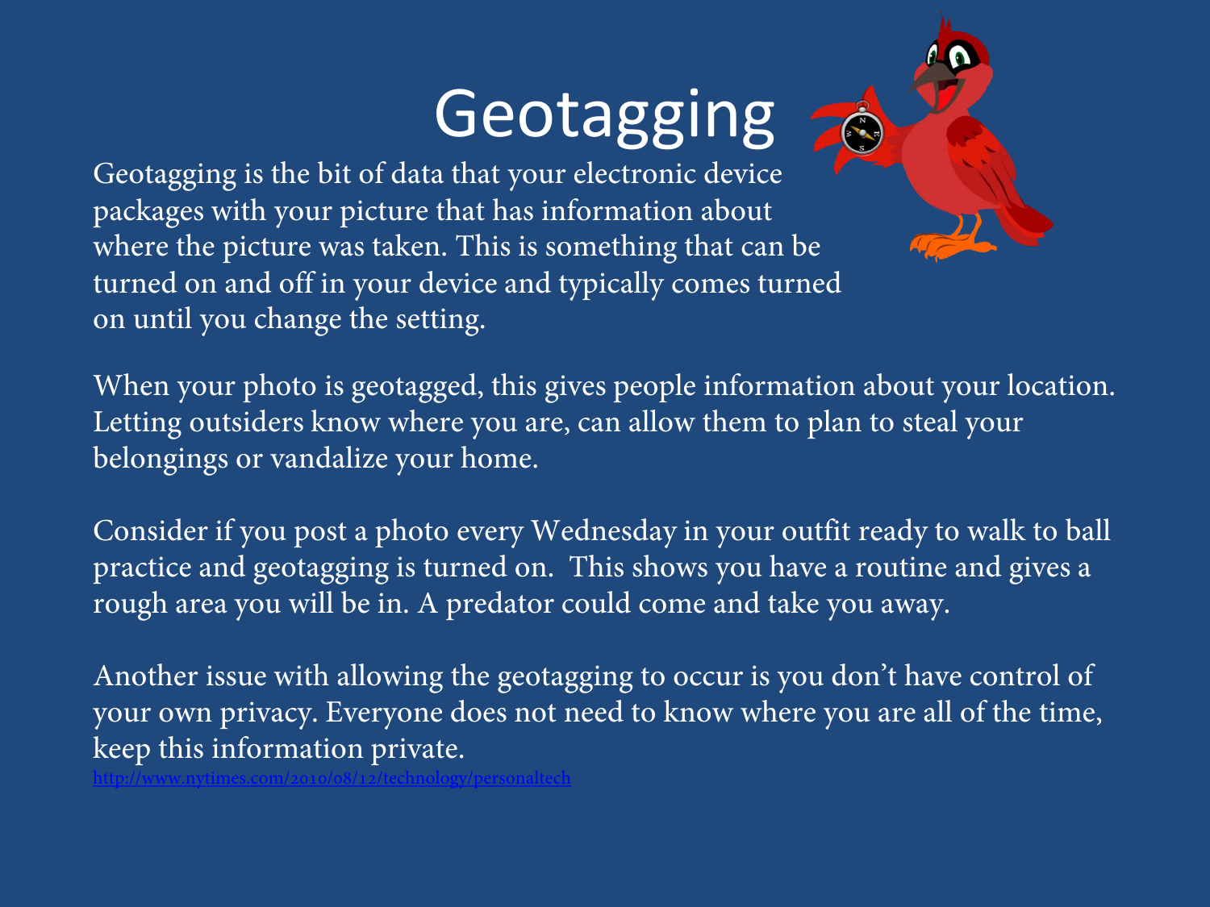# Geotagging

Geotagging is the bit of data that your electronic device packages with your picture that has information about where the picture was taken. This is something that can be turned on and off in your device and typically comes turned on until you change the setting.

When your photo is geotagged, this gives people information about your location. Letting outsiders know where you are, can allow them to plan to steal your belongings or vandalize your home.

Consider if you post a photo every Wednesday in your outfit ready to walk to ball practice and geotagging is turned on.  This shows you have a routine and gives a rough area you will be in. A predator could come and take you away.

Another issue with allowing the geotagging to occur is you don't have control of your own privacy. Everyone does not need to know where you are all of the time, keep this information private.

http://www.nytimes.com/2010/08/12/technology/personaltech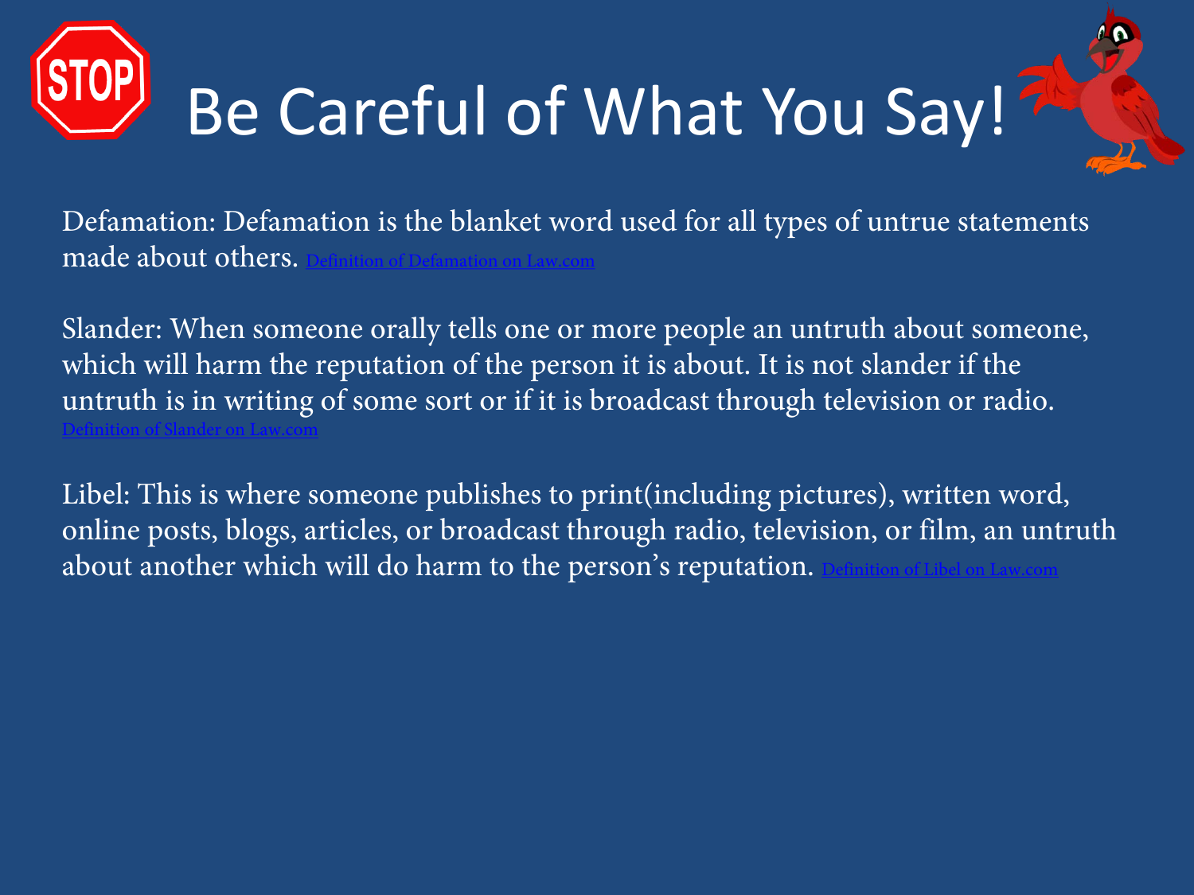# Be Careful of What You Say!

Defamation: Defamation is the blanket word used for all types of untrue statements made about others. Definition of Defamation on Law.com

Slander: When someone orally tells one or more people an untruth about someone, which will harm the reputation of the person it is about. It is not slander if the untruth is in writing of some sort or if it is broadcast through television or radio. Definition of Slander on Law.com

Libel: This is where someone publishes to print(including pictures), written word, online posts, blogs, articles, or broadcast through radio, television, or film, an untruth about another which will do harm to the person's reputation. Definition of Libel on Law.com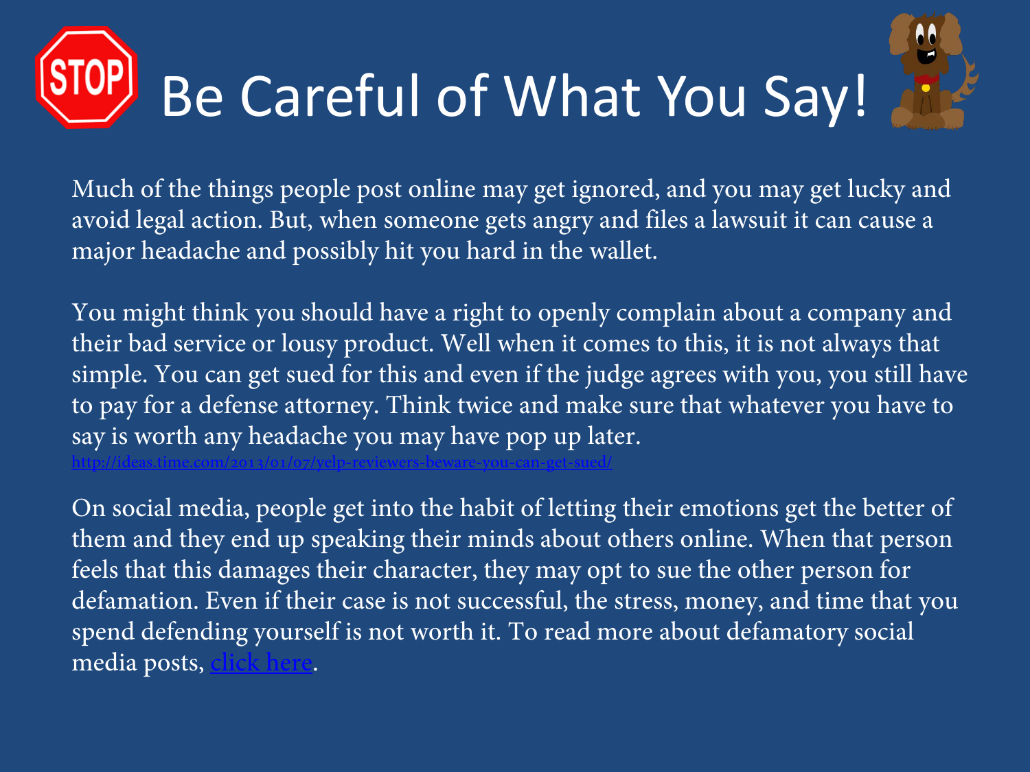# Be Careful of What You Say!

Much of the things people post online may get ignored, and you may get lucky and avoid legal action. But, when someone gets angry and files a lawsuit it can cause a major headache and possibly hit you hard in the wallet.

You might think you should have a right to openly complain about a company and their bad service or lousy product. Well when it comes to this, it is not always that simple. You can get sued for this and even if the judge agrees with you, you still have to pay for a defense attorney. Think twice and make sure that whatever you have to say is worth any headache you may have pop up later.
http://ideas.time.com/2013/01/07/yelp-reviewers-beware-you-can-get-sued/

On social media, people get into the habit of letting their emotions get the better of them and they end up speaking their minds about others online. When that person feels that this damages their character, they may opt to sue the other person for defamation. Even if their case is not successful, the stress, money, and time that you spend defending yourself is not worth it. To read more about defamatory social media posts, click here.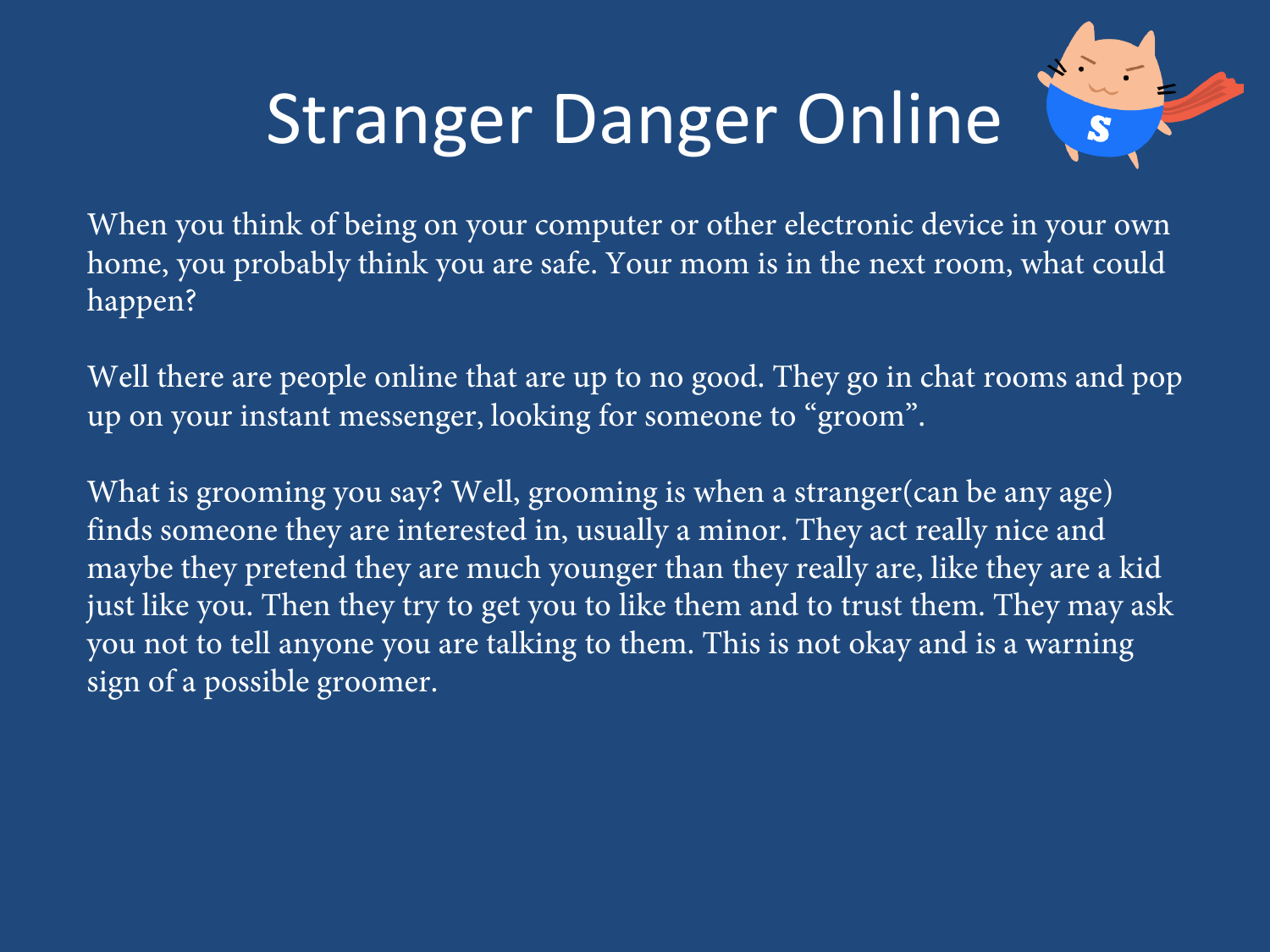# Stranger Danger Online

When you think of being on your computer or other electronic device in your own home, you probably think you are safe. Your mom is in the next room, what could happen?

Well there are people online that are up to no good. They go in chat rooms and pop up on your instant messenger, looking for someone to "groom".

What is grooming you say? Well, grooming is when a stranger(can be any age) finds someone they are interested in, usually a minor. They act really nice and maybe they pretend they are much younger than they really are, like they are a kid just like you. Then they try to get you to like them and to trust them. They may ask you not to tell anyone you are talking to them. This is not okay and is a warning sign of a possible groomer.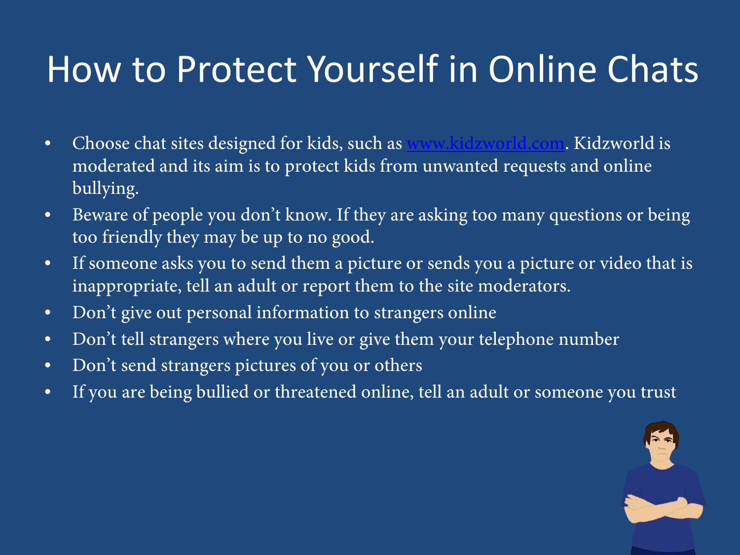# How to Protect Yourself in Online Chats

- Choose chat sites designed for kids, such as [www.kidzworld.com](http://www.kidzworld.com). Kidzworld is moderated and its aim is to protect kids from unwanted requests and online bullying.
- Beware of people you don't know. If they are asking too many questions or being too friendly they may be up to no good.
- If someone asks you to send them a picture or sends you a picture or video that is inappropriate, tell an adult or report them to the site moderators.
- Don't give out personal information to strangers online
- Don't tell strangers where you live or give them your telephone number
- Don't send strangers pictures of you or others
- If you are being bullied or threatened online, tell an adult or someone you trust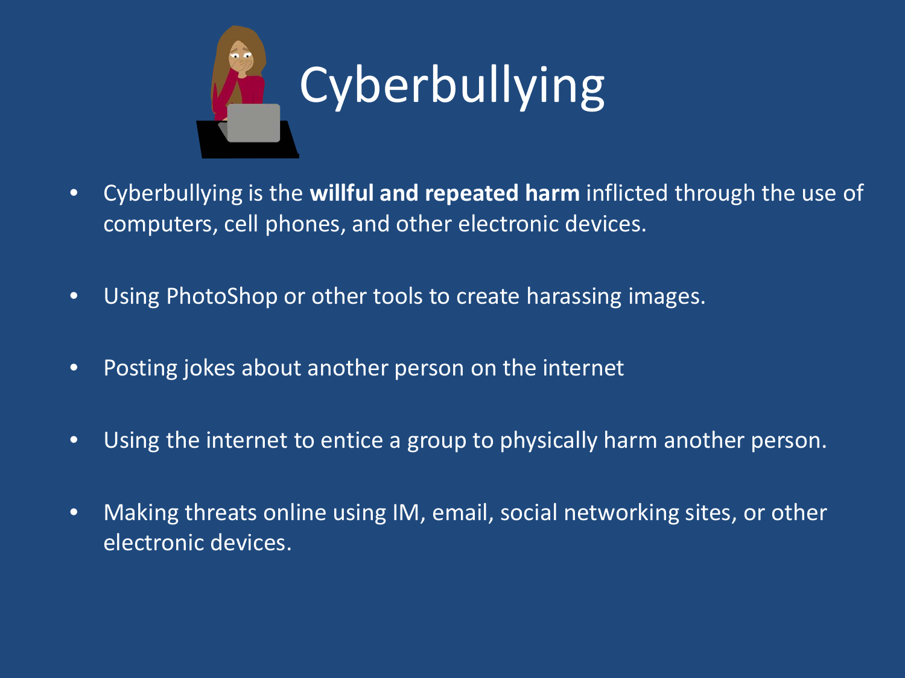# Cyberbullying

- Cyberbullying is the **willful and repeated harm** inflicted through the use of computers, cell phones, and other electronic devices.
- Using PhotoShop or other tools to create harassing images.
- Posting jokes about another person on the internet
- Using the internet to entice a group to physically harm another person.
- Making threats online using IM, email, social networking sites, or other electronic devices.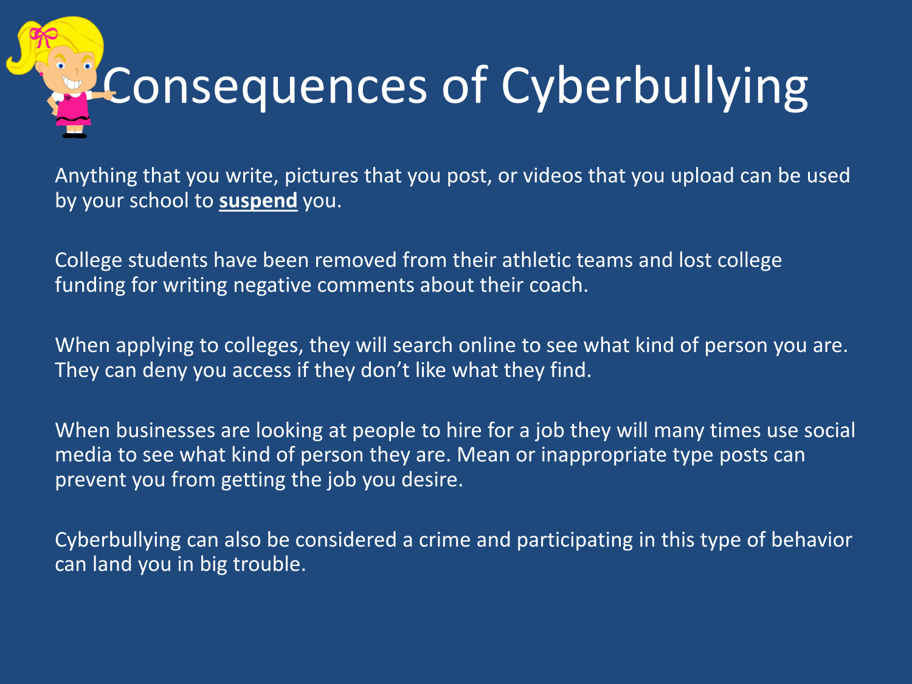# Consequences of Cyberbullying

Anything that you write, pictures that you post, or videos that you upload can be used by your school to **suspend** you.

College students have been removed from their athletic teams and lost college funding for writing negative comments about their coach.

When applying to colleges, they will search online to see what kind of person you are. They can deny you access if they don't like what they find.

When businesses are looking at people to hire for a job they will many times use social media to see what kind of person they are. Mean or inappropriate type posts can prevent you from getting the job you desire.

Cyberbullying can also be considered a crime and participating in this type of behavior can land you in big trouble.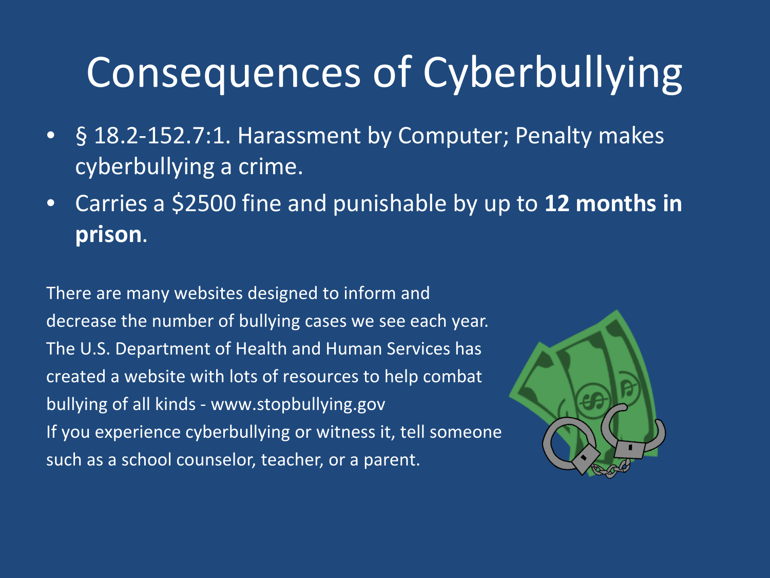# Consequences of Cyberbullying

- § 18.2-152.7:1. Harassment by Computer; Penalty makes cyberbullying a crime.
- Carries a $2500 fine and punishable by up to **12 months in prison**.

There are many websites designed to inform and decrease the number of bullying cases we see each year. The U.S. Department of Health and Human Services has created a website with lots of resources to help combat bullying of all kinds - www.stopbullying.gov
If you experience cyberbullying or witness it, tell someone such as a school counselor, teacher, or a parent.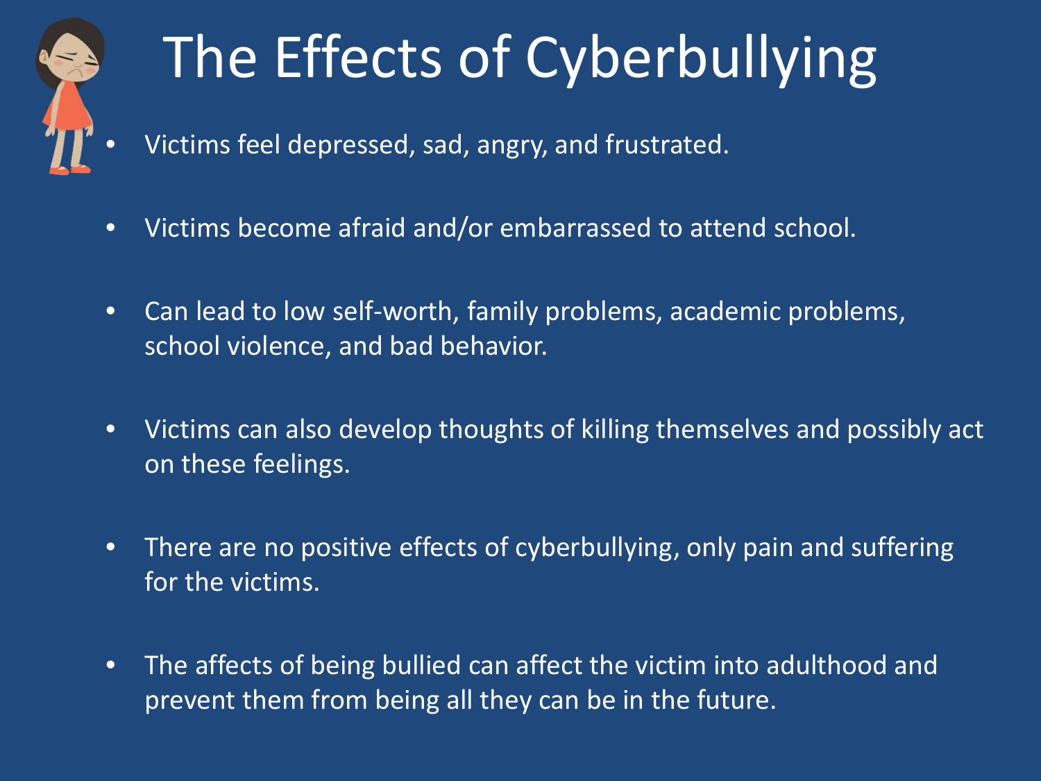# The Effects of Cyberbullying

- Victims feel depressed, sad, angry, and frustrated.
- Victims become afraid and/or embarrassed to attend school.
- Can lead to low self-worth, family problems, academic problems, school violence, and bad behavior.
- Victims can also develop thoughts of killing themselves and possibly act on these feelings.
- There are no positive effects of cyberbullying, only pain and suffering for the victims.
- The affects of being bullied can affect the victim into adulthood and prevent them from being all they can be in the future.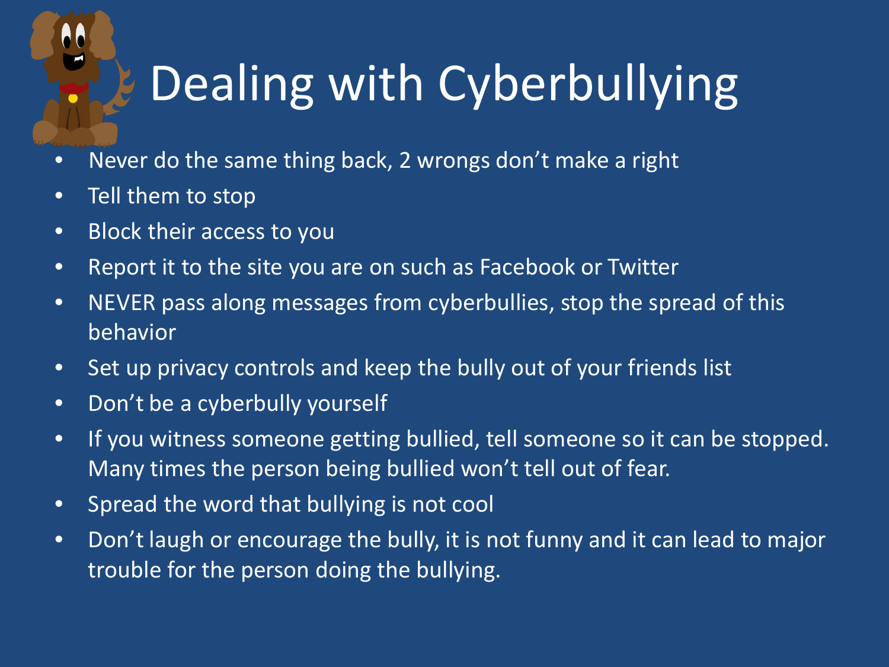# Dealing with Cyberbullying

- Never do the same thing back, 2 wrongs don't make a right
- Tell them to stop
- Block their access to you
- Report it to the site you are on such as Facebook or Twitter
- NEVER pass along messages from cyberbullies, stop the spread of this behavior
- Set up privacy controls and keep the bully out of your friends list
- Don't be a cyberbully yourself
- If you witness someone getting bullied, tell someone so it can be stopped. Many times the person being bullied won't tell out of fear.
- Spread the word that bullying is not cool
- Don't laugh or encourage the bully, it is not funny and it can lead to major trouble for the person doing the bullying.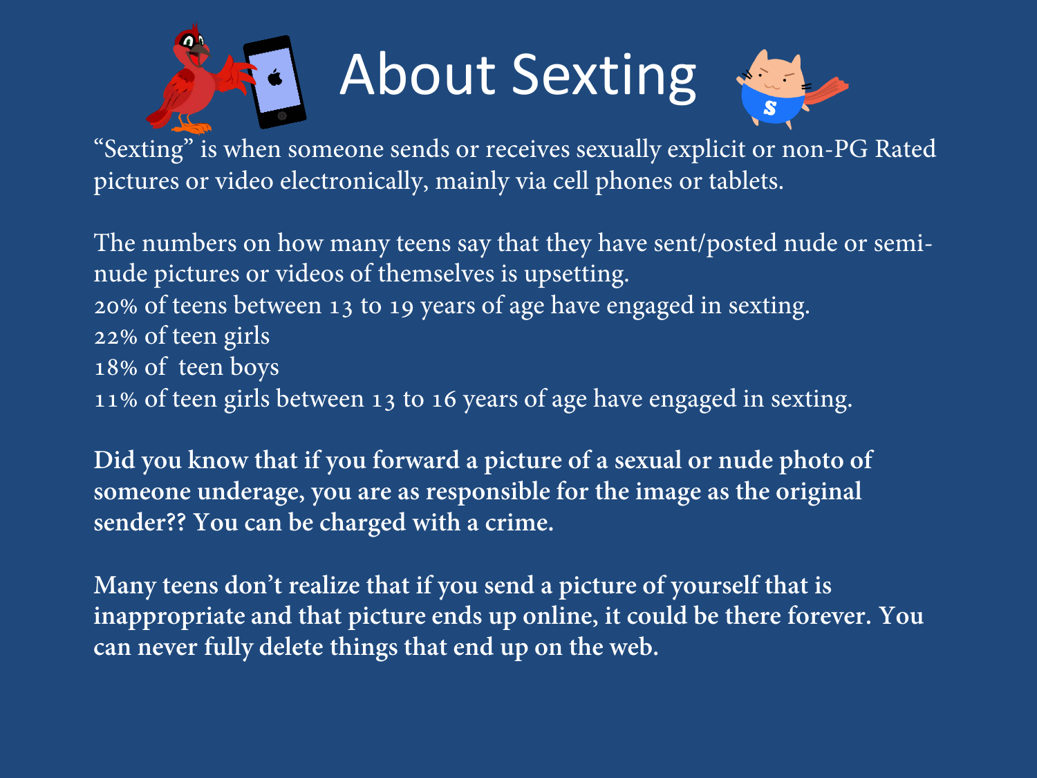# About Sexting

"Sexting" is when someone sends or receives sexually explicit or non-PG Rated pictures or video electronically, mainly via cell phones or tablets.

The numbers on how many teens say that they have sent/posted nude or semi-nude pictures or videos of themselves is upsetting.
20% of teens between 13 to 19 years of age have engaged in sexting.
22% of teen girls
18% of teen boys
11% of teen girls between 13 to 16 years of age have engaged in sexting.

**Did you know that if you forward a picture of a sexual or nude photo of someone underage, you are as responsible for the image as the original sender?? You can be charged with a crime.**

**Many teens don't realize that if you send a picture of yourself that is inappropriate and that picture ends up online, it could be there forever. You can never fully delete things that end up on the web.**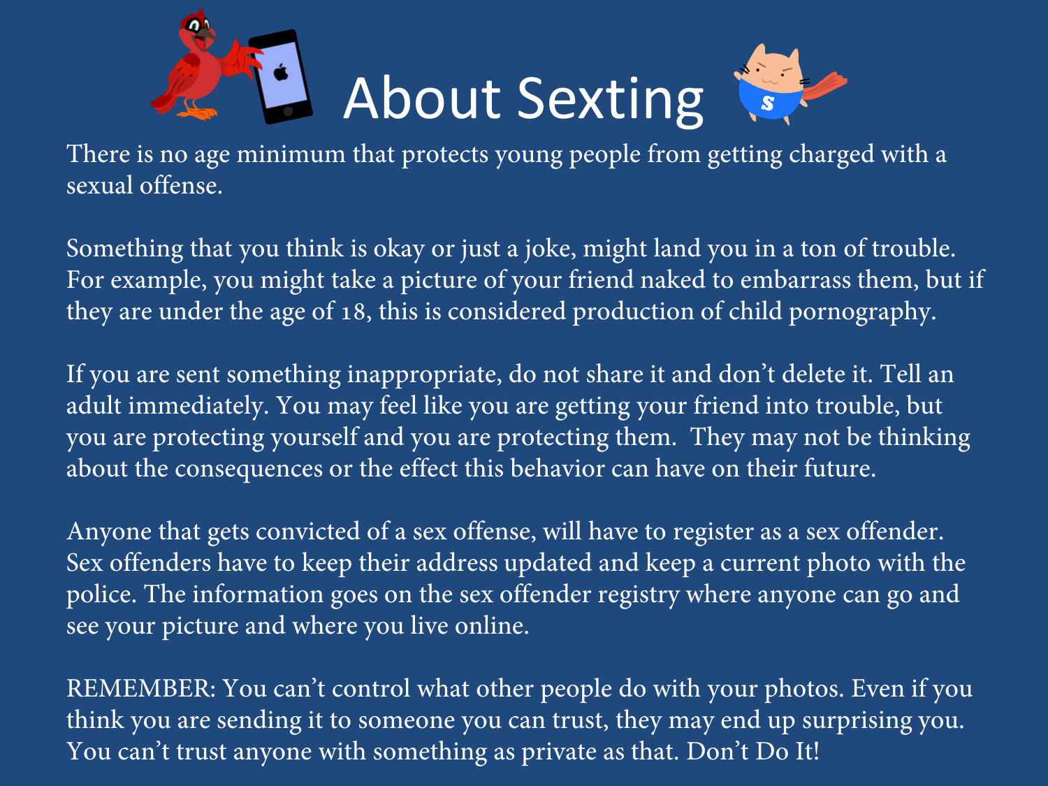# About Sexting

There is no age minimum that protects young people from getting charged with a sexual offense.

Something that you think is okay or just a joke, might land you in a ton of trouble. For example, you might take a picture of your friend naked to embarrass them, but if they are under the age of 18, this is considered production of child pornography.

If you are sent something inappropriate, do not share it and don't delete it. Tell an adult immediately. You may feel like you are getting your friend into trouble, but you are protecting yourself and you are protecting them. They may not be thinking about the consequences or the effect this behavior can have on their future.

Anyone that gets convicted of a sex offense, will have to register as a sex offender. Sex offenders have to keep their address updated and keep a current photo with the police. The information goes on the sex offender registry where anyone can go and see your picture and where you live online.

REMEMBER: You can't control what other people do with your photos. Even if you think you are sending it to someone you can trust, they may end up surprising you. You can't trust anyone with something as private as that. Don't Do It!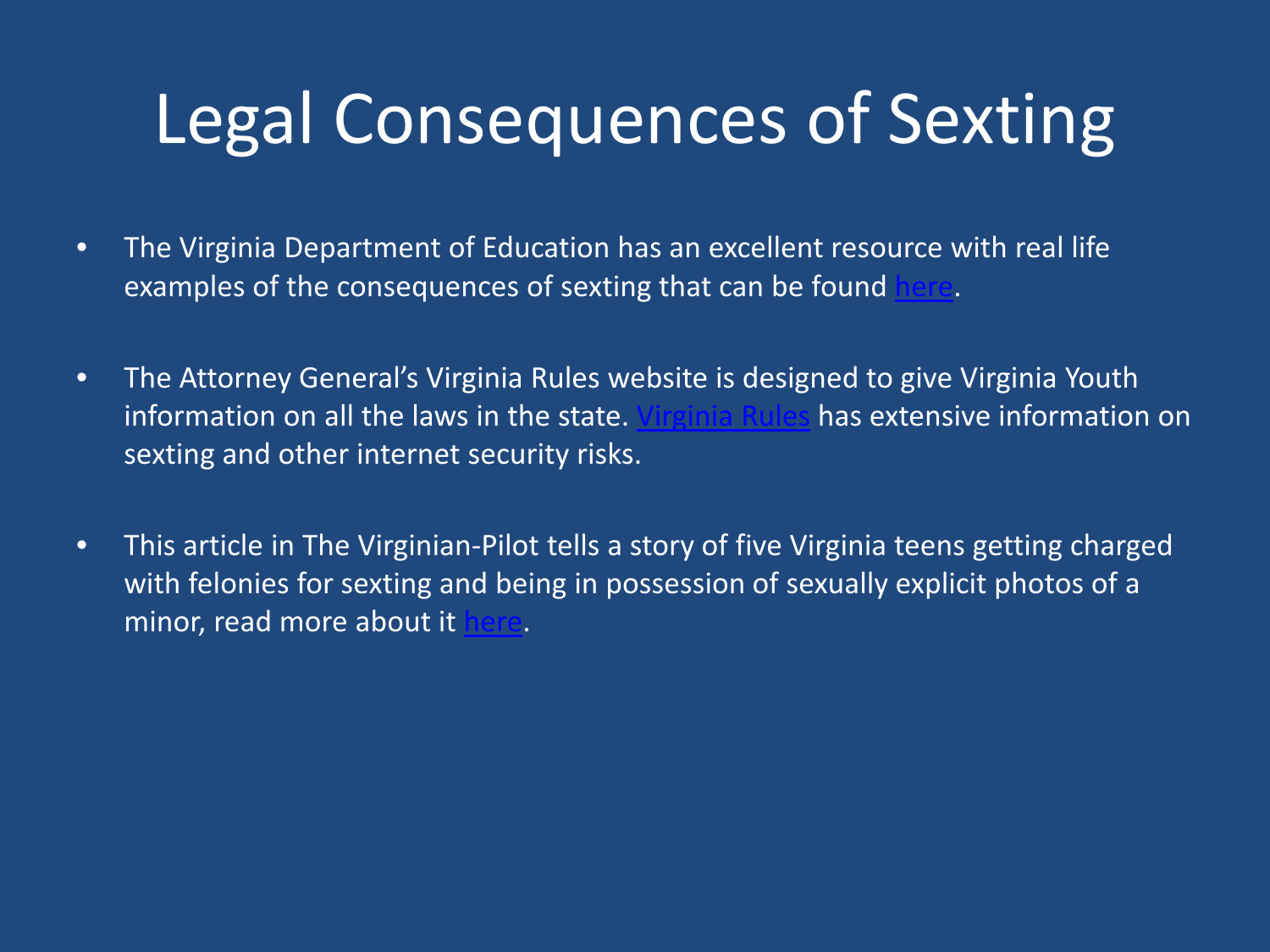# Legal Consequences of Sexting

- The Virginia Department of Education has an excellent resource with real life examples of the consequences of sexting that can be found here.
- The Attorney General's Virginia Rules website is designed to give Virginia Youth information on all the laws in the state. Virginia Rules has extensive information on sexting and other internet security risks.
- This article in The Virginian-Pilot tells a story of five Virginia teens getting charged with felonies for sexting and being in possession of sexually explicit photos of a minor, read more about it here.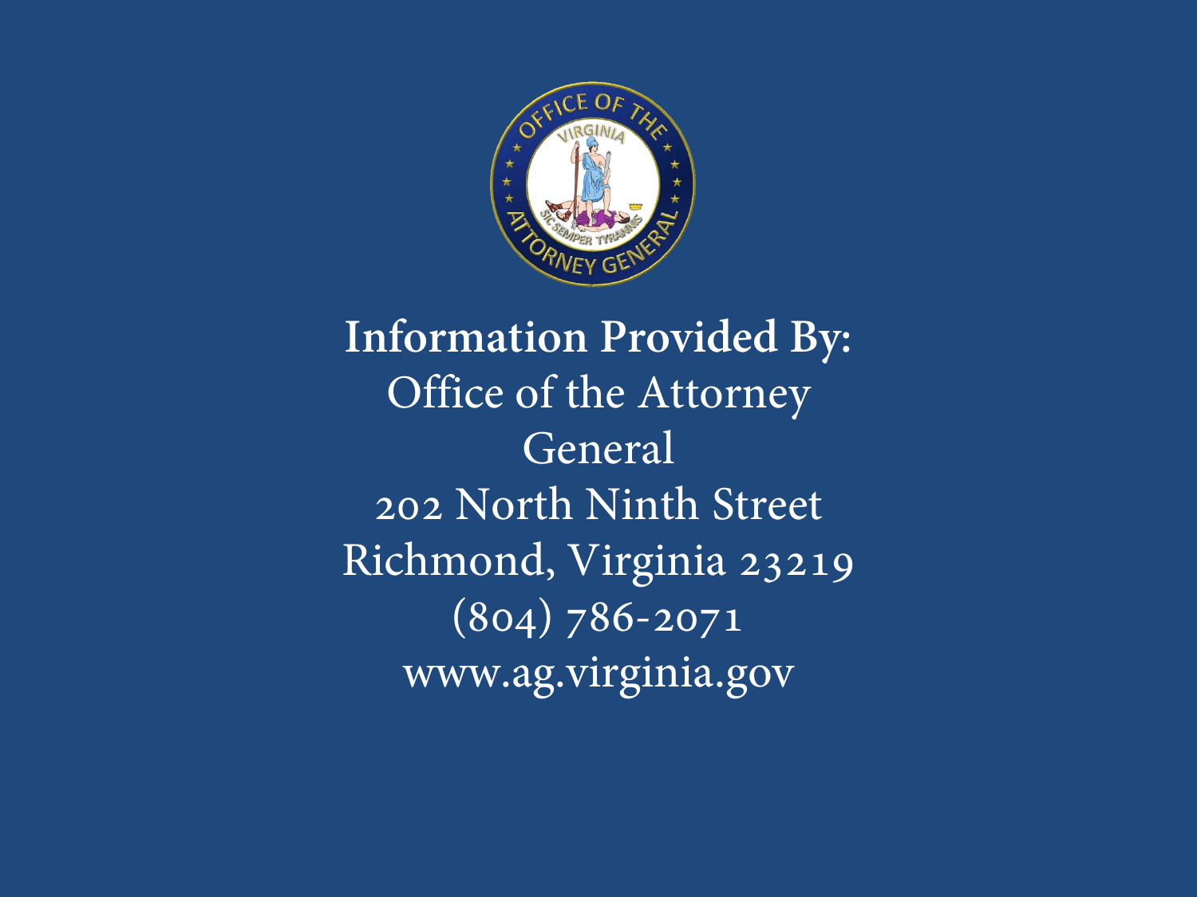**Information Provided By:**

Office of the Attorney General

202 North Ninth Street

Richmond, Virginia 23219

(804) 786-2071

www.ag.virginia.gov